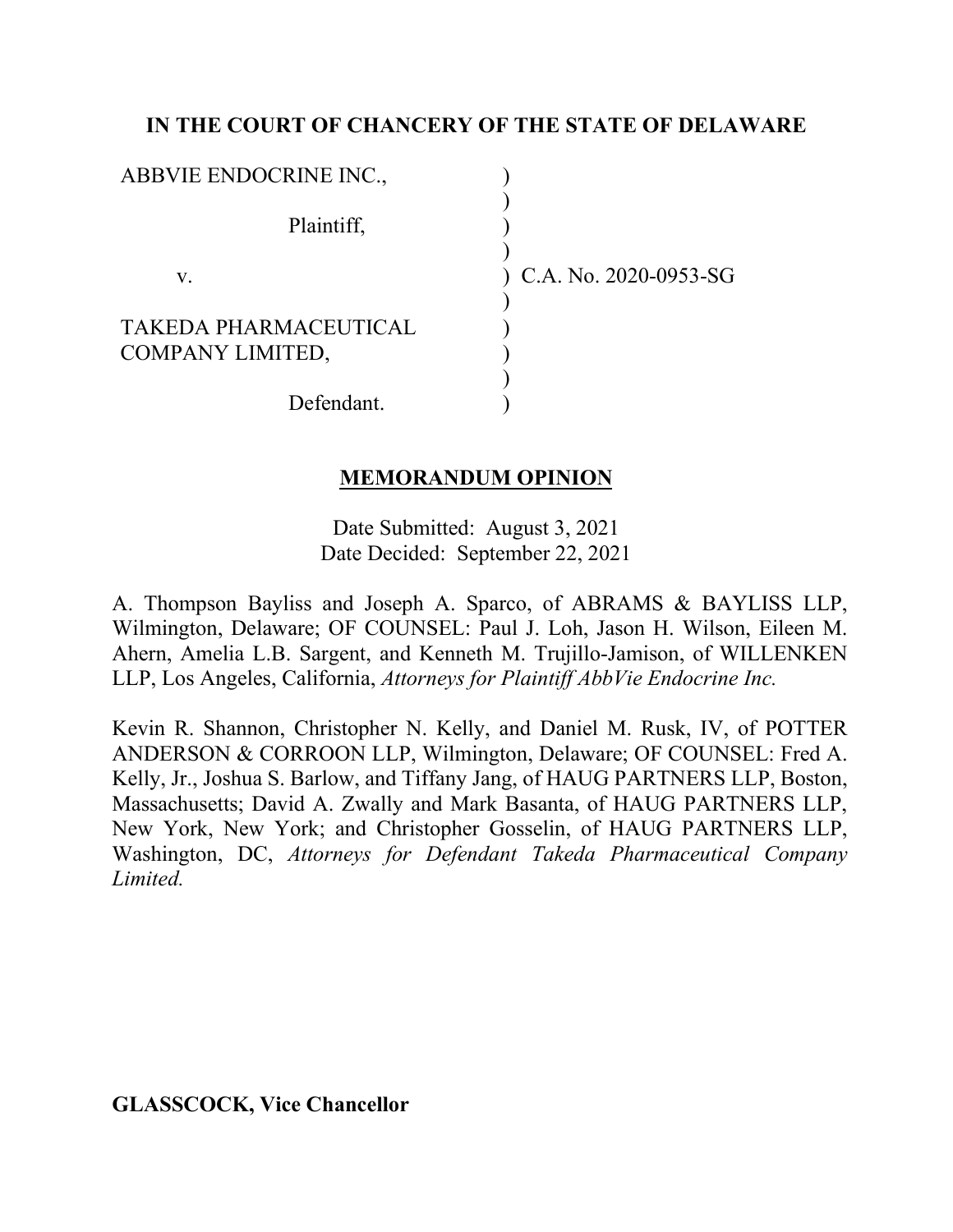**IN THE COURT OF CHANCERY OF THE STATE OF DELAWARE**

| | | |
|---|---|---|
| ABBVIE ENDOCRINE INC., | ) | |
| | ) | |
| Plaintiff, | ) | |
| | ) | |
| v. | ) | C.A. No. 2020-0953-SG |
| | ) | |
| TAKEDA PHARMACEUTICAL COMPANY LIMITED, | ) | |
| | ) | |
| Defendant. | ) | |

**MEMORANDUM OPINION**

Date Submitted: August 3, 2021
Date Decided: September 22, 2021

A. Thompson Bayliss and Joseph A. Sparco, of ABRAMS & BAYLISS LLP, Wilmington, Delaware; OF COUNSEL: Paul J. Loh, Jason H. Wilson, Eileen M. Ahern, Amelia L.B. Sargent, and Kenneth M. Trujillo-Jamison, of WILLENKEN LLP, Los Angeles, California, *Attorneys for Plaintiff AbbVie Endocrine Inc.*

Kevin R. Shannon, Christopher N. Kelly, and Daniel M. Rusk, IV, of POTTER ANDERSON & CORROON LLP, Wilmington, Delaware; OF COUNSEL: Fred A. Kelly, Jr., Joshua S. Barlow, and Tiffany Jang, of HAUG PARTNERS LLP, Boston, Massachusetts; David A. Zwally and Mark Basanta, of HAUG PARTNERS LLP, New York, New York; and Christopher Gosselin, of HAUG PARTNERS LLP, Washington, DC, *Attorneys for Defendant Takeda Pharmaceutical Company Limited.*

**GLASSCOCK, Vice Chancellor**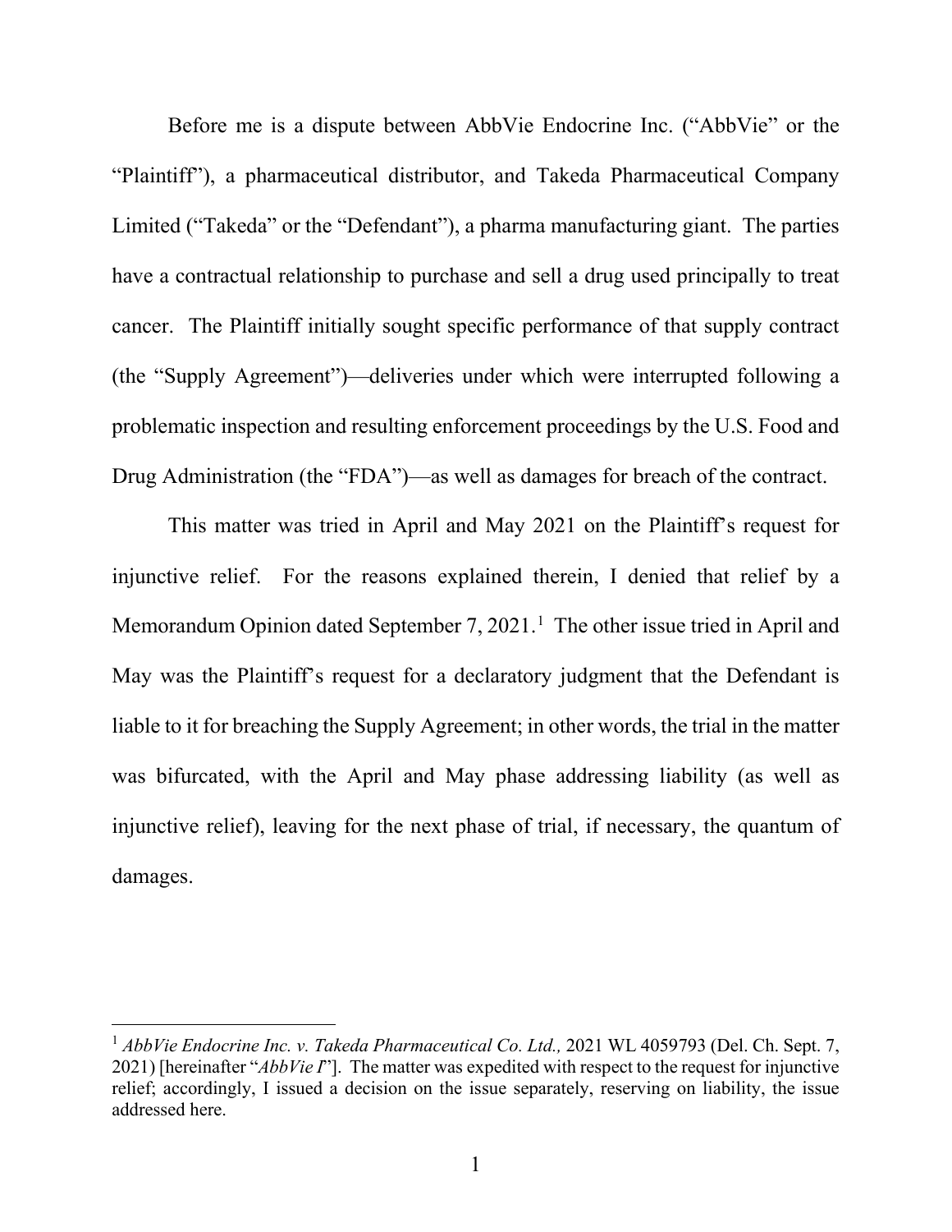Before me is a dispute between AbbVie Endocrine Inc. ("AbbVie" or the "Plaintiff"), a pharmaceutical distributor, and Takeda Pharmaceutical Company Limited ("Takeda" or the "Defendant"), a pharma manufacturing giant. The parties have a contractual relationship to purchase and sell a drug used principally to treat cancer. The Plaintiff initially sought specific performance of that supply contract (the "Supply Agreement")—deliveries under which were interrupted following a problematic inspection and resulting enforcement proceedings by the U.S. Food and Drug Administration (the "FDA")—as well as damages for breach of the contract.

This matter was tried in April and May 2021 on the Plaintiff's request for injunctive relief. For the reasons explained therein, I denied that relief by a Memorandum Opinion dated September 7, 2021.[1] The other issue tried in April and May was the Plaintiff's request for a declaratory judgment that the Defendant is liable to it for breaching the Supply Agreement; in other words, the trial in the matter was bifurcated, with the April and May phase addressing liability (as well as injunctive relief), leaving for the next phase of trial, if necessary, the quantum of damages.

---

[1] *AbbVie Endocrine Inc. v. Takeda Pharmaceutical Co. Ltd.,* 2021 WL 4059793 (Del. Ch. Sept. 7, 2021) [hereinafter "*AbbVie I*"]. The matter was expedited with respect to the request for injunctive relief; accordingly, I issued a decision on the issue separately, reserving on liability, the issue addressed here.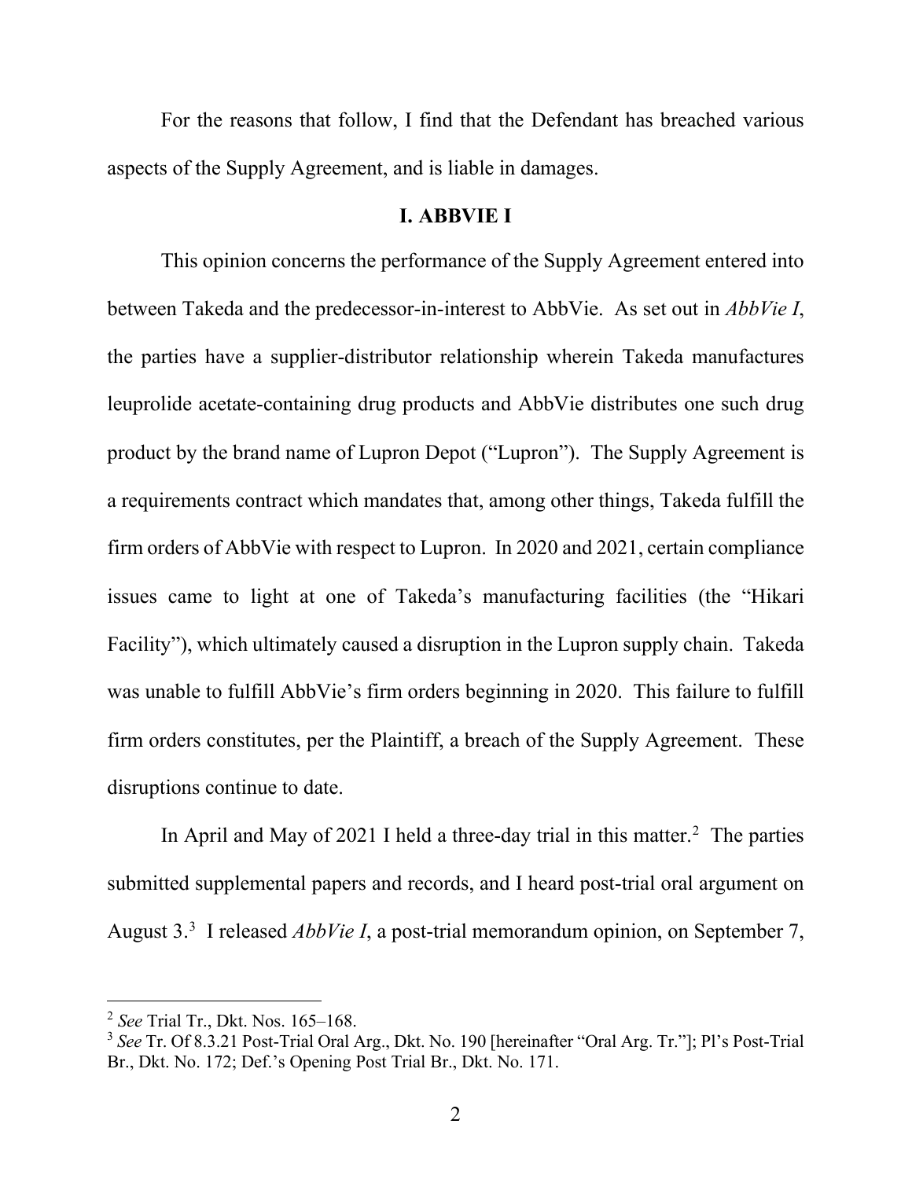For the reasons that follow, I find that the Defendant has breached various aspects of the Supply Agreement, and is liable in damages.

## I. ABBVIE I

This opinion concerns the performance of the Supply Agreement entered into between Takeda and the predecessor-in-interest to AbbVie. As set out in *AbbVie I*, the parties have a supplier-distributor relationship wherein Takeda manufactures leuprolide acetate-containing drug products and AbbVie distributes one such drug product by the brand name of Lupron Depot ("Lupron"). The Supply Agreement is a requirements contract which mandates that, among other things, Takeda fulfill the firm orders of AbbVie with respect to Lupron. In 2020 and 2021, certain compliance issues came to light at one of Takeda's manufacturing facilities (the "Hikari Facility"), which ultimately caused a disruption in the Lupron supply chain. Takeda was unable to fulfill AbbVie's firm orders beginning in 2020. This failure to fulfill firm orders constitutes, per the Plaintiff, a breach of the Supply Agreement. These disruptions continue to date.

In April and May of 2021 I held a three-day trial in this matter.[2] The parties submitted supplemental papers and records, and I heard post-trial oral argument on August 3.[3] I released *AbbVie I*, a post-trial memorandum opinion, on September 7,

---

[2] *See* Trial Tr., Dkt. Nos. 165–168.

[3] *See* Tr. Of 8.3.21 Post-Trial Oral Arg., Dkt. No. 190 [hereinafter "Oral Arg. Tr."]; Pl's Post-Trial Br., Dkt. No. 172; Def.'s Opening Post Trial Br., Dkt. No. 171.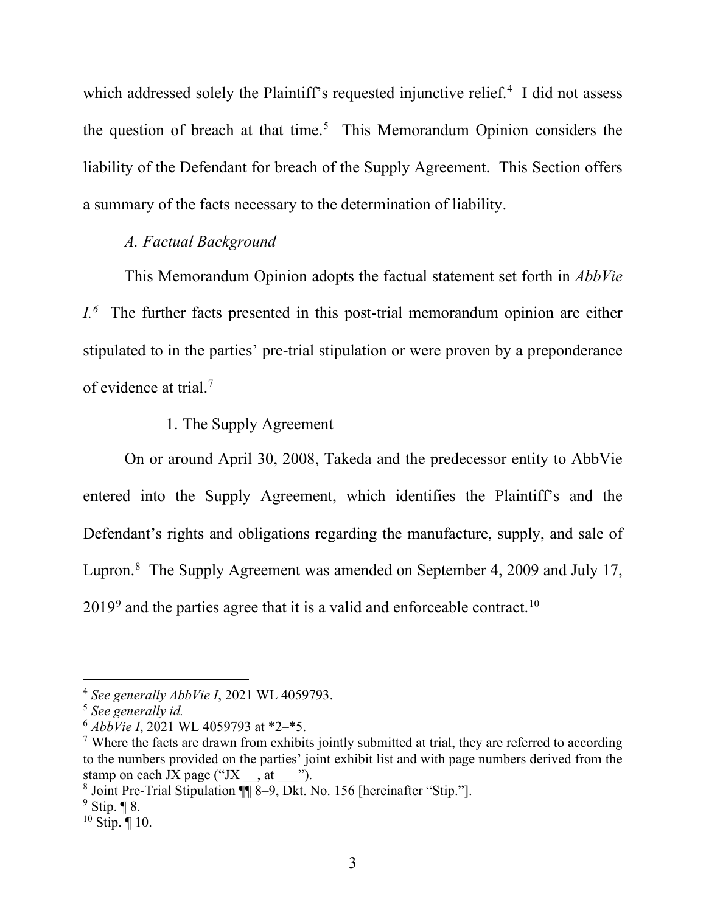which addressed solely the Plaintiff's requested injunctive relief.[4] I did not assess the question of breach at that time.[5] This Memorandum Opinion considers the liability of the Defendant for breach of the Supply Agreement. This Section offers a summary of the facts necessary to the determination of liability.

### *A. Factual Background*

This Memorandum Opinion adopts the factual statement set forth in *AbbVie I.*[6] The further facts presented in this post-trial memorandum opinion are either stipulated to in the parties' pre-trial stipulation or were proven by a preponderance of evidence at trial.[7]

#### 1. The Supply Agreement

On or around April 30, 2008, Takeda and the predecessor entity to AbbVie entered into the Supply Agreement, which identifies the Plaintiff's and the Defendant's rights and obligations regarding the manufacture, supply, and sale of Lupron.[8] The Supply Agreement was amended on September 4, 2009 and July 17, 2019[9] and the parties agree that it is a valid and enforceable contract.[10]

---

[4] *See generally AbbVie I*, 2021 WL 4059793.

[5] *See generally id.*

[6] *AbbVie I*, 2021 WL 4059793 at *2–*5.

[7] Where the facts are drawn from exhibits jointly submitted at trial, they are referred to according to the numbers provided on the parties' joint exhibit list and with page numbers derived from the stamp on each JX page ("JX __, at ___").

[8] Joint Pre-Trial Stipulation ¶¶ 8–9, Dkt. No. 156 [hereinafter "Stip."].

[9] Stip. ¶ 8.

[10] Stip. ¶ 10.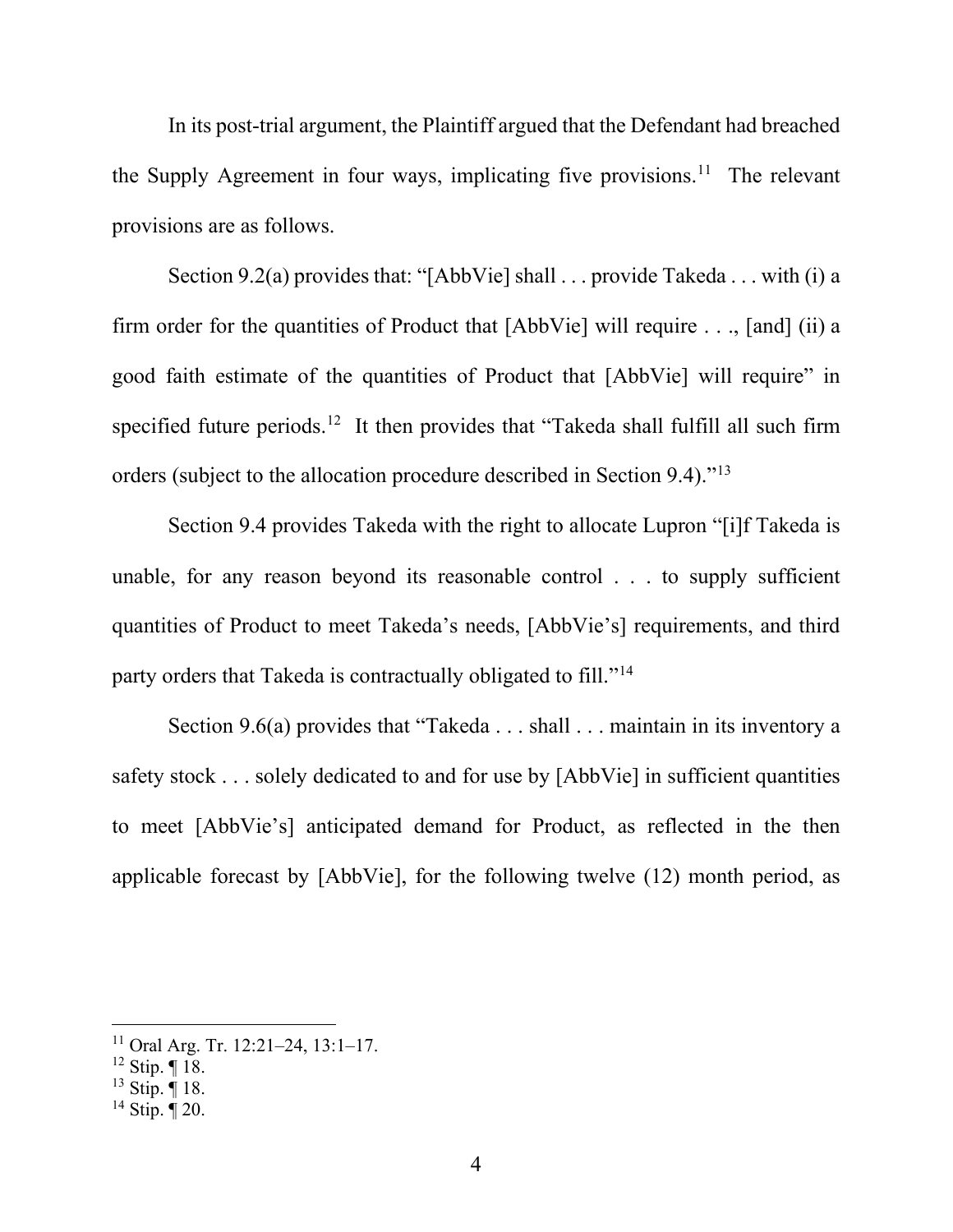In its post-trial argument, the Plaintiff argued that the Defendant had breached the Supply Agreement in four ways, implicating five provisions.[11] The relevant provisions are as follows.

Section 9.2(a) provides that: "[AbbVie] shall . . . provide Takeda . . . with (i) a firm order for the quantities of Product that [AbbVie] will require . . ., [and] (ii) a good faith estimate of the quantities of Product that [AbbVie] will require" in specified future periods.[12] It then provides that "Takeda shall fulfill all such firm orders (subject to the allocation procedure described in Section 9.4)."[13]

Section 9.4 provides Takeda with the right to allocate Lupron "[i]f Takeda is unable, for any reason beyond its reasonable control . . . to supply sufficient quantities of Product to meet Takeda's needs, [AbbVie's] requirements, and third party orders that Takeda is contractually obligated to fill."[14]

Section 9.6(a) provides that "Takeda . . . shall . . . maintain in its inventory a safety stock . . . solely dedicated to and for use by [AbbVie] in sufficient quantities to meet [AbbVie's] anticipated demand for Product, as reflected in the then applicable forecast by [AbbVie], for the following twelve (12) month period, as

---

[11] Oral Arg. Tr. 12:21–24, 13:1–17.

[12] Stip. ¶ 18.

[13] Stip. ¶ 18.

[14] Stip. ¶ 20.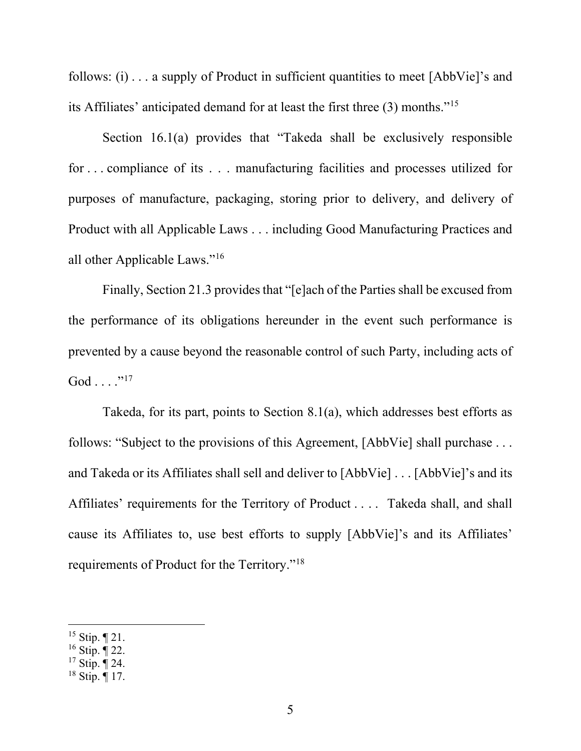follows: (i) . . . a supply of Product in sufficient quantities to meet [AbbVie]'s and its Affiliates' anticipated demand for at least the first three (3) months."[15]

Section 16.1(a) provides that "Takeda shall be exclusively responsible for . . . compliance of its . . . manufacturing facilities and processes utilized for purposes of manufacture, packaging, storing prior to delivery, and delivery of Product with all Applicable Laws . . . including Good Manufacturing Practices and all other Applicable Laws."[16]

Finally, Section 21.3 provides that "[e]ach of the Parties shall be excused from the performance of its obligations hereunder in the event such performance is prevented by a cause beyond the reasonable control of such Party, including acts of God . . . ."[17]

Takeda, for its part, points to Section 8.1(a), which addresses best efforts as follows: "Subject to the provisions of this Agreement, [AbbVie] shall purchase . . . and Takeda or its Affiliates shall sell and deliver to [AbbVie] . . . [AbbVie]'s and its Affiliates' requirements for the Territory of Product . . . . Takeda shall, and shall cause its Affiliates to, use best efforts to supply [AbbVie]'s and its Affiliates' requirements of Product for the Territory."[18]

---

[15] Stip. ¶ 21.

[16] Stip. ¶ 22.

[17] Stip. ¶ 24.

[18] Stip. ¶ 17.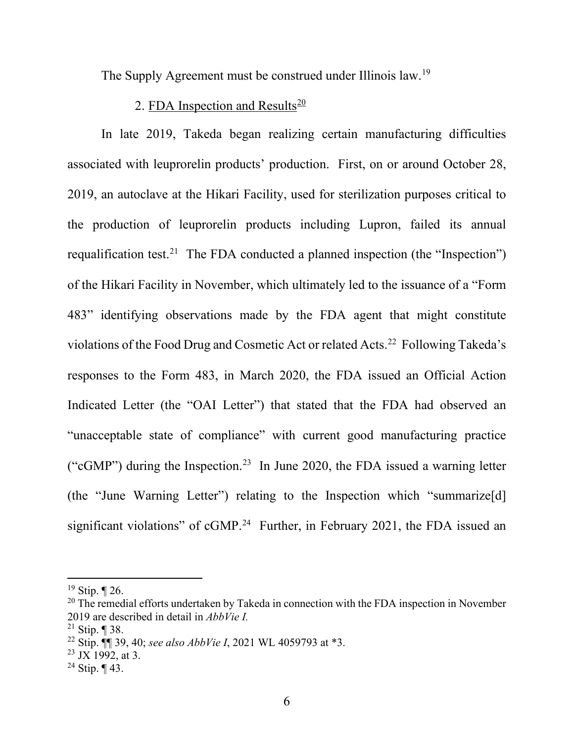The Supply Agreement must be construed under Illinois law.[19]

2. <u>FDA Inspection and Results</u>[20]

In late 2019, Takeda began realizing certain manufacturing difficulties associated with leuprorelin products' production. First, on or around October 28, 2019, an autoclave at the Hikari Facility, used for sterilization purposes critical to the production of leuprorelin products including Lupron, failed its annual requalification test.[21] The FDA conducted a planned inspection (the "Inspection") of the Hikari Facility in November, which ultimately led to the issuance of a "Form 483" identifying observations made by the FDA agent that might constitute violations of the Food Drug and Cosmetic Act or related Acts.[22] Following Takeda's responses to the Form 483, in March 2020, the FDA issued an Official Action Indicated Letter (the "OAI Letter") that stated that the FDA had observed an "unacceptable state of compliance" with current good manufacturing practice ("cGMP") during the Inspection.[23] In June 2020, the FDA issued a warning letter (the "June Warning Letter") relating to the Inspection which "summarize[d] significant violations" of cGMP.[24] Further, in February 2021, the FDA issued an

---

[19] Stip. ¶ 26.

[20] The remedial efforts undertaken by Takeda in connection with the FDA inspection in November 2019 are described in detail in *AbbVie I.*

[21] Stip. ¶ 38.

[22] Stip. ¶¶ 39, 40; *see also AbbVie I*, 2021 WL 4059793 at *3.

[23] JX 1992, at 3.

[24] Stip. ¶ 43.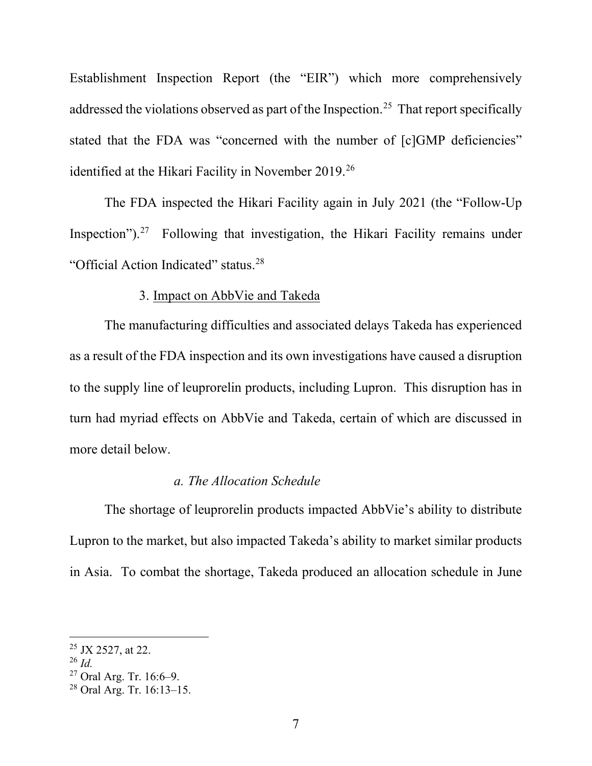Establishment Inspection Report (the "EIR") which more comprehensively addressed the violations observed as part of the Inspection.[25] That report specifically stated that the FDA was "concerned with the number of [c]GMP deficiencies" identified at the Hikari Facility in November 2019.[26]

The FDA inspected the Hikari Facility again in July 2021 (the "Follow-Up Inspection").[27] Following that investigation, the Hikari Facility remains under "Official Action Indicated" status.[28]

### 3. Impact on AbbVie and Takeda

The manufacturing difficulties and associated delays Takeda has experienced as a result of the FDA inspection and its own investigations have caused a disruption to the supply line of leuprorelin products, including Lupron. This disruption has in turn had myriad effects on AbbVie and Takeda, certain of which are discussed in more detail below.

#### *a. The Allocation Schedule*

The shortage of leuprorelin products impacted AbbVie's ability to distribute Lupron to the market, but also impacted Takeda's ability to market similar products in Asia. To combat the shortage, Takeda produced an allocation schedule in June

---

[25] JX 2527, at 22.
[26] *Id.*
[27] Oral Arg. Tr. 16:6–9.
[28] Oral Arg. Tr. 16:13–15.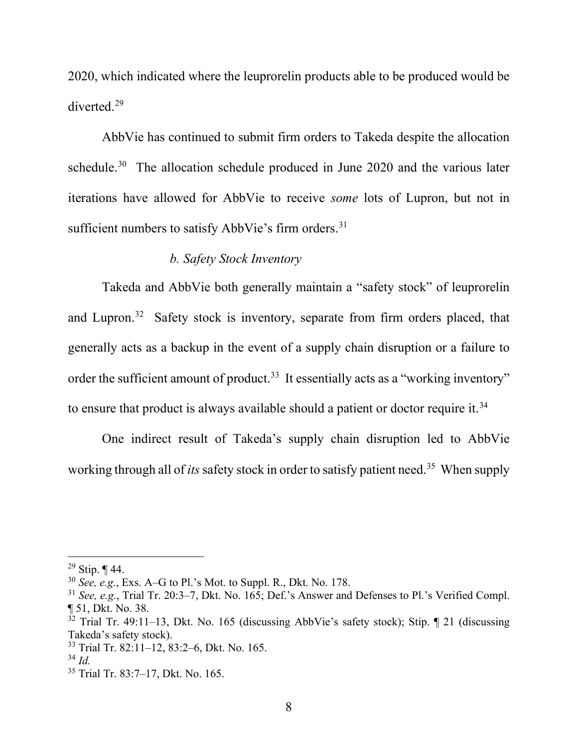2020, which indicated where the leuprorelin products able to be produced would be diverted.[29]

AbbVie has continued to submit firm orders to Takeda despite the allocation schedule.[30] The allocation schedule produced in June 2020 and the various later iterations have allowed for AbbVie to receive *some* lots of Lupron, but not in sufficient numbers to satisfy AbbVie's firm orders.[31]

*b. Safety Stock Inventory*

Takeda and AbbVie both generally maintain a "safety stock" of leuprorelin and Lupron.[32] Safety stock is inventory, separate from firm orders placed, that generally acts as a backup in the event of a supply chain disruption or a failure to order the sufficient amount of product.[33] It essentially acts as a "working inventory" to ensure that product is always available should a patient or doctor require it.[34]

One indirect result of Takeda's supply chain disruption led to AbbVie working through all of *its* safety stock in order to satisfy patient need.[35] When supply

---

[29] Stip. ¶ 44.

[30] *See, e.g.*, Exs. A–G to Pl.'s Mot. to Suppl. R., Dkt. No. 178.

[31] *See, e.g.*, Trial Tr. 20:3–7, Dkt. No. 165; Def.'s Answer and Defenses to Pl.'s Verified Compl. ¶ 51, Dkt. No. 38.

[32] Trial Tr. 49:11–13, Dkt. No. 165 (discussing AbbVie's safety stock); Stip. ¶ 21 (discussing Takeda's safety stock).

[33] Trial Tr. 82:11–12, 83:2–6, Dkt. No. 165.

[34] *Id.*

[35] Trial Tr. 83:7–17, Dkt. No. 165.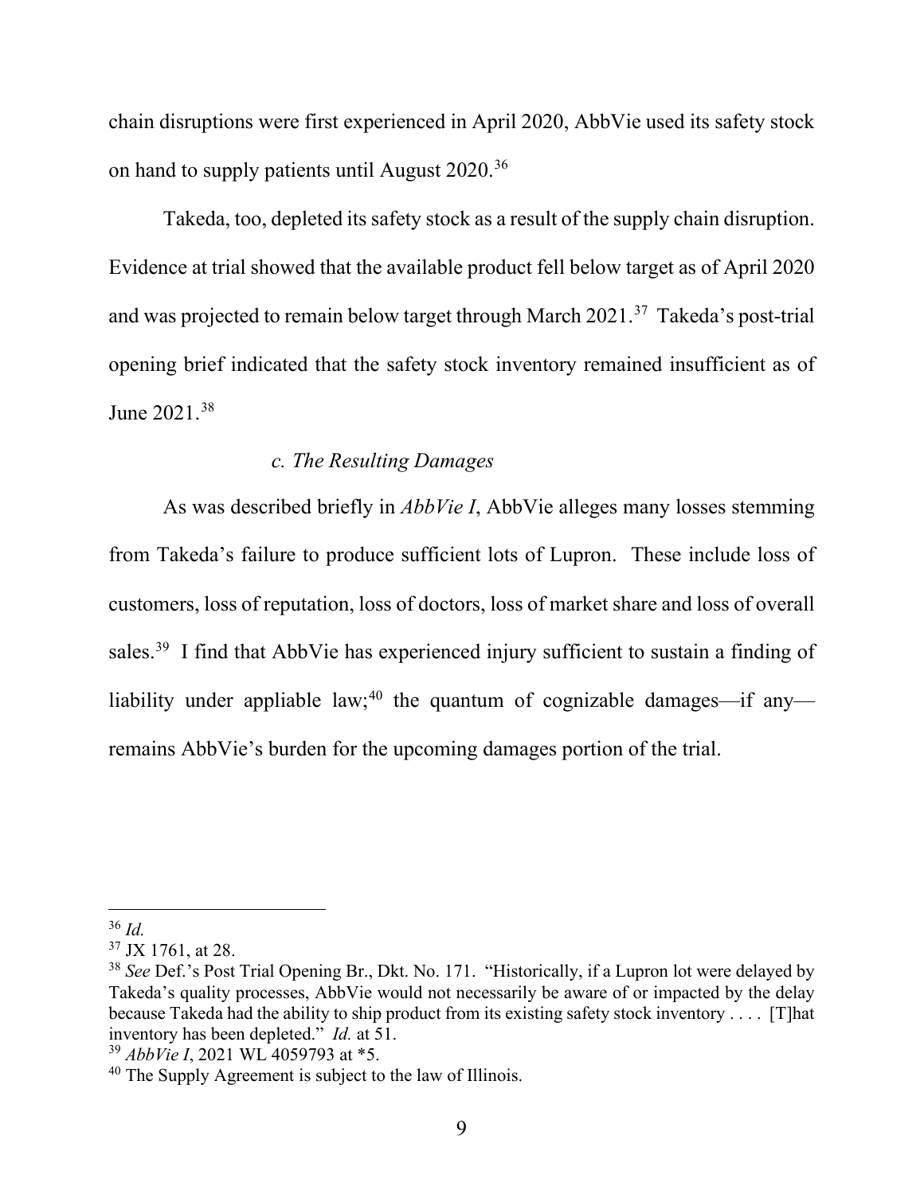chain disruptions were first experienced in April 2020, AbbVie used its safety stock on hand to supply patients until August 2020.[36]

Takeda, too, depleted its safety stock as a result of the supply chain disruption. Evidence at trial showed that the available product fell below target as of April 2020 and was projected to remain below target through March 2021.[37] Takeda's post-trial opening brief indicated that the safety stock inventory remained insufficient as of June 2021.[38]

*c. The Resulting Damages*

As was described briefly in *AbbVie I*, AbbVie alleges many losses stemming from Takeda's failure to produce sufficient lots of Lupron. These include loss of customers, loss of reputation, loss of doctors, loss of market share and loss of overall sales.[39] I find that AbbVie has experienced injury sufficient to sustain a finding of liability under appliable law;[40] the quantum of cognizable damages—if any—remains AbbVie's burden for the upcoming damages portion of the trial.

---

[36] *Id.*

[37] JX 1761, at 28.

[38] *See* Def.'s Post Trial Opening Br., Dkt. No. 171. "Historically, if a Lupron lot were delayed by Takeda's quality processes, AbbVie would not necessarily be aware of or impacted by the delay because Takeda had the ability to ship product from its existing safety stock inventory . . . . [T]hat inventory has been depleted." *Id.* at 51.

[39] *AbbVie I*, 2021 WL 4059793 at *5.

[40] The Supply Agreement is subject to the law of Illinois.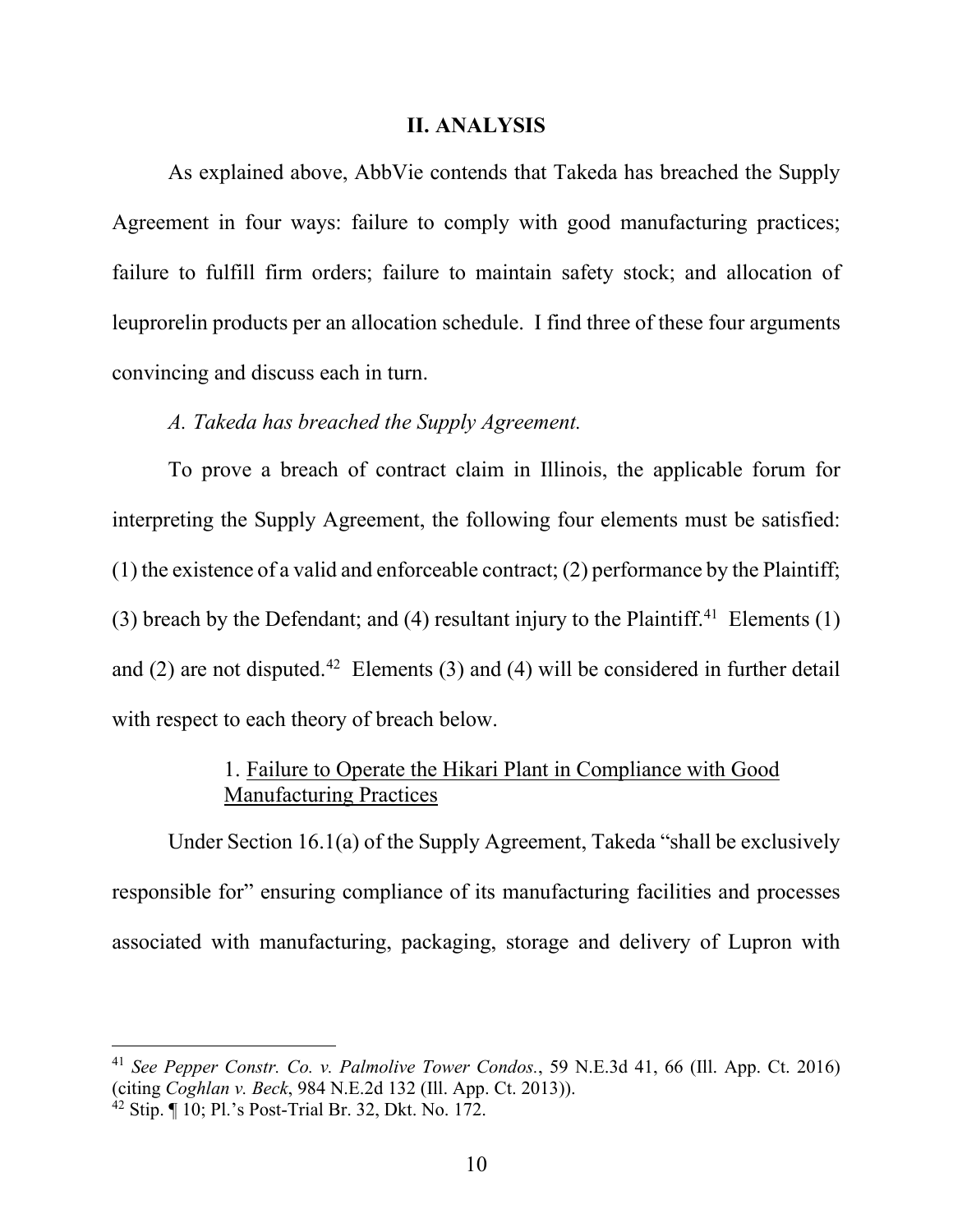## II. ANALYSIS

As explained above, AbbVie contends that Takeda has breached the Supply Agreement in four ways: failure to comply with good manufacturing practices; failure to fulfill firm orders; failure to maintain safety stock; and allocation of leuprorelin products per an allocation schedule. I find three of these four arguments convincing and discuss each in turn.

### *A. Takeda has breached the Supply Agreement.*

To prove a breach of contract claim in Illinois, the applicable forum for interpreting the Supply Agreement, the following four elements must be satisfied: (1) the existence of a valid and enforceable contract; (2) performance by the Plaintiff; (3) breach by the Defendant; and (4) resultant injury to the Plaintiff.[41] Elements (1) and (2) are not disputed.[42] Elements (3) and (4) will be considered in further detail with respect to each theory of breach below.

#### 1. Failure to Operate the Hikari Plant in Compliance with Good Manufacturing Practices

Under Section 16.1(a) of the Supply Agreement, Takeda "shall be exclusively responsible for" ensuring compliance of its manufacturing facilities and processes associated with manufacturing, packaging, storage and delivery of Lupron with

---

[41] *See Pepper Constr. Co. v. Palmolive Tower Condos.*, 59 N.E.3d 41, 66 (Ill. App. Ct. 2016) (citing *Coghlan v. Beck*, 984 N.E.2d 132 (Ill. App. Ct. 2013)).

[42] Stip. ¶ 10; Pl.'s Post-Trial Br. 32, Dkt. No. 172.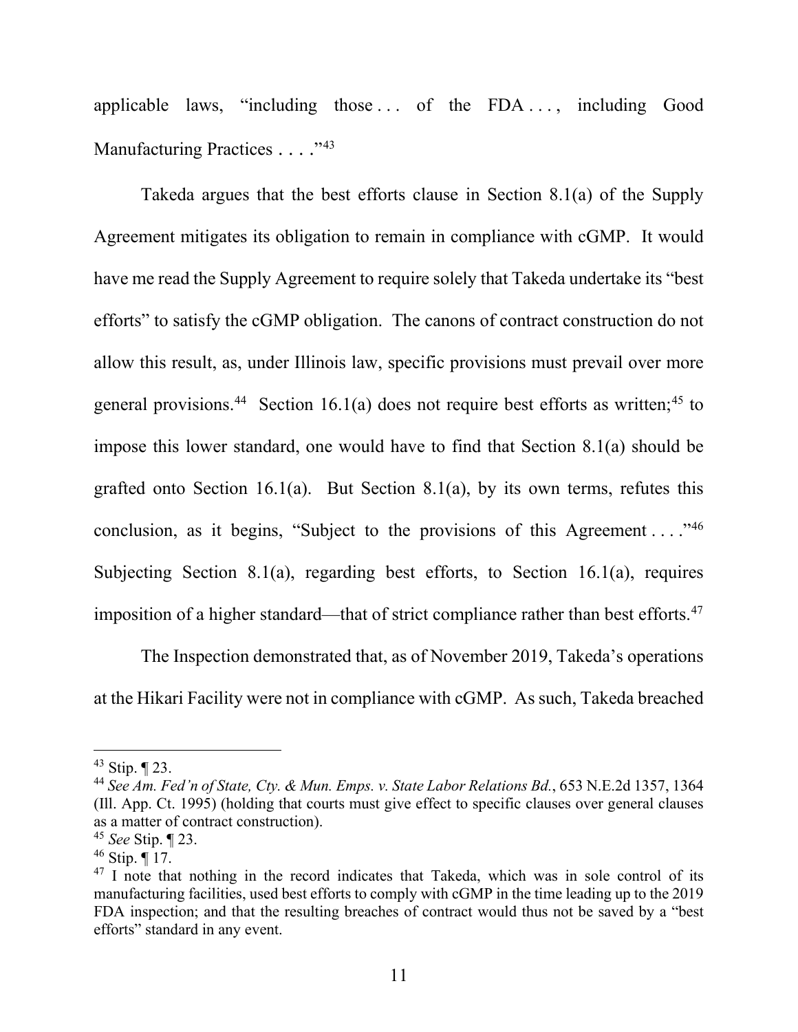applicable laws, "including those . . . of the FDA . . . , including Good Manufacturing Practices . . . ."[43]

Takeda argues that the best efforts clause in Section 8.1(a) of the Supply Agreement mitigates its obligation to remain in compliance with cGMP. It would have me read the Supply Agreement to require solely that Takeda undertake its "best efforts" to satisfy the cGMP obligation. The canons of contract construction do not allow this result, as, under Illinois law, specific provisions must prevail over more general provisions.[44] Section 16.1(a) does not require best efforts as written;[45] to impose this lower standard, one would have to find that Section 8.1(a) should be grafted onto Section 16.1(a). But Section 8.1(a), by its own terms, refutes this conclusion, as it begins, "Subject to the provisions of this Agreement . . . ."[46] Subjecting Section 8.1(a), regarding best efforts, to Section 16.1(a), requires imposition of a higher standard—that of strict compliance rather than best efforts.[47]

The Inspection demonstrated that, as of November 2019, Takeda's operations at the Hikari Facility were not in compliance with cGMP. As such, Takeda breached

---

[43] Stip. ¶ 23.

[44] *See Am. Fed'n of State, Cty. & Mun. Emps. v. State Labor Relations Bd.*, 653 N.E.2d 1357, 1364 (Ill. App. Ct. 1995) (holding that courts must give effect to specific clauses over general clauses as a matter of contract construction).

[45] *See* Stip. ¶ 23.

[46] Stip. ¶ 17.

[47] I note that nothing in the record indicates that Takeda, which was in sole control of its manufacturing facilities, used best efforts to comply with cGMP in the time leading up to the 2019 FDA inspection; and that the resulting breaches of contract would thus not be saved by a "best efforts" standard in any event.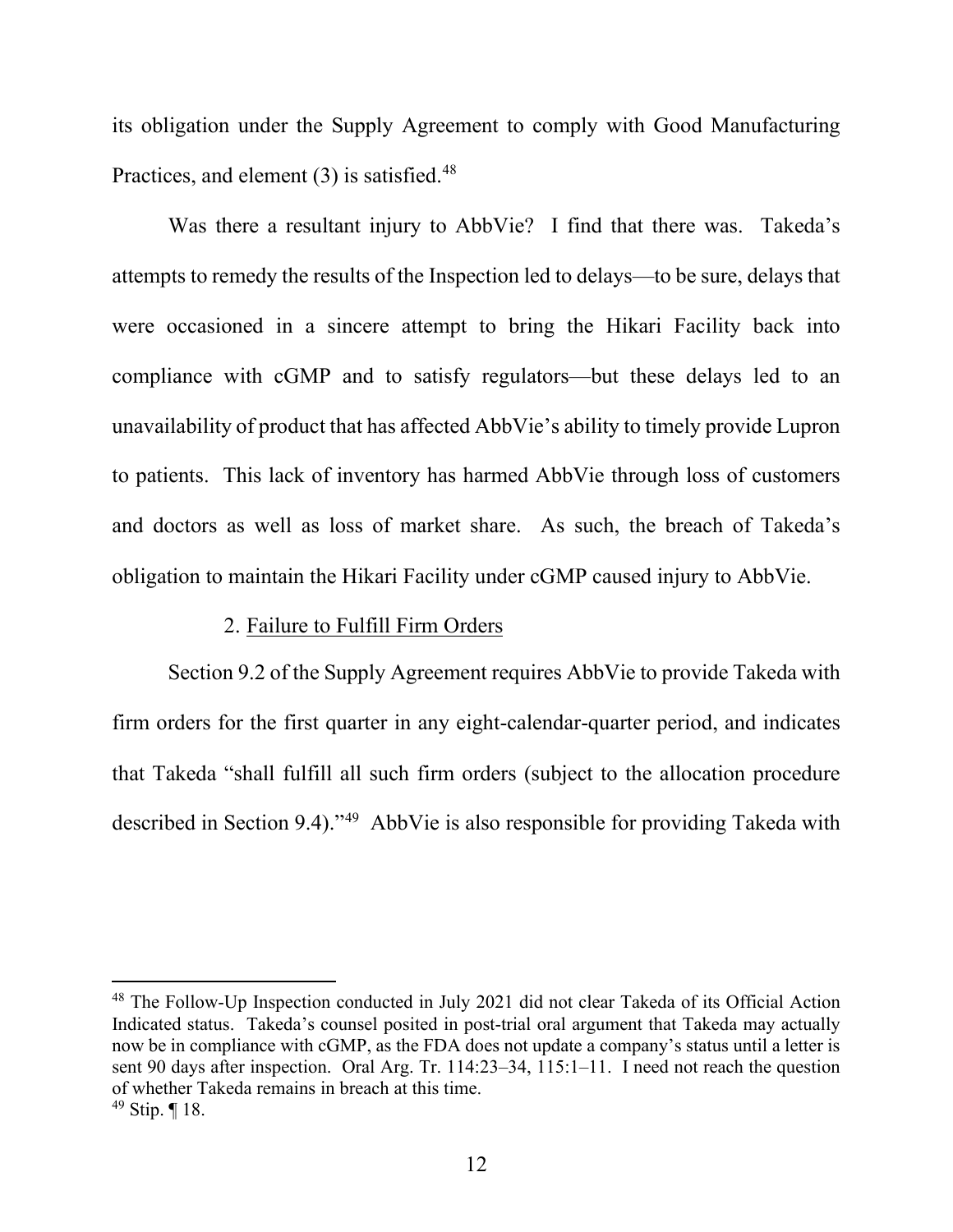its obligation under the Supply Agreement to comply with Good Manufacturing Practices, and element (3) is satisfied.[48]

Was there a resultant injury to AbbVie? I find that there was. Takeda's attempts to remedy the results of the Inspection led to delays—to be sure, delays that were occasioned in a sincere attempt to bring the Hikari Facility back into compliance with cGMP and to satisfy regulators—but these delays led to an unavailability of product that has affected AbbVie's ability to timely provide Lupron to patients. This lack of inventory has harmed AbbVie through loss of customers and doctors as well as loss of market share. As such, the breach of Takeda's obligation to maintain the Hikari Facility under cGMP caused injury to AbbVie.

2. Failure to Fulfill Firm Orders

Section 9.2 of the Supply Agreement requires AbbVie to provide Takeda with firm orders for the first quarter in any eight-calendar-quarter period, and indicates that Takeda "shall fulfill all such firm orders (subject to the allocation procedure described in Section 9.4)."[49] AbbVie is also responsible for providing Takeda with

---

[48] The Follow-Up Inspection conducted in July 2021 did not clear Takeda of its Official Action Indicated status. Takeda's counsel posited in post-trial oral argument that Takeda may actually now be in compliance with cGMP, as the FDA does not update a company's status until a letter is sent 90 days after inspection. Oral Arg. Tr. 114:23–34, 115:1–11. I need not reach the question of whether Takeda remains in breach at this time.

[49] Stip. ¶ 18.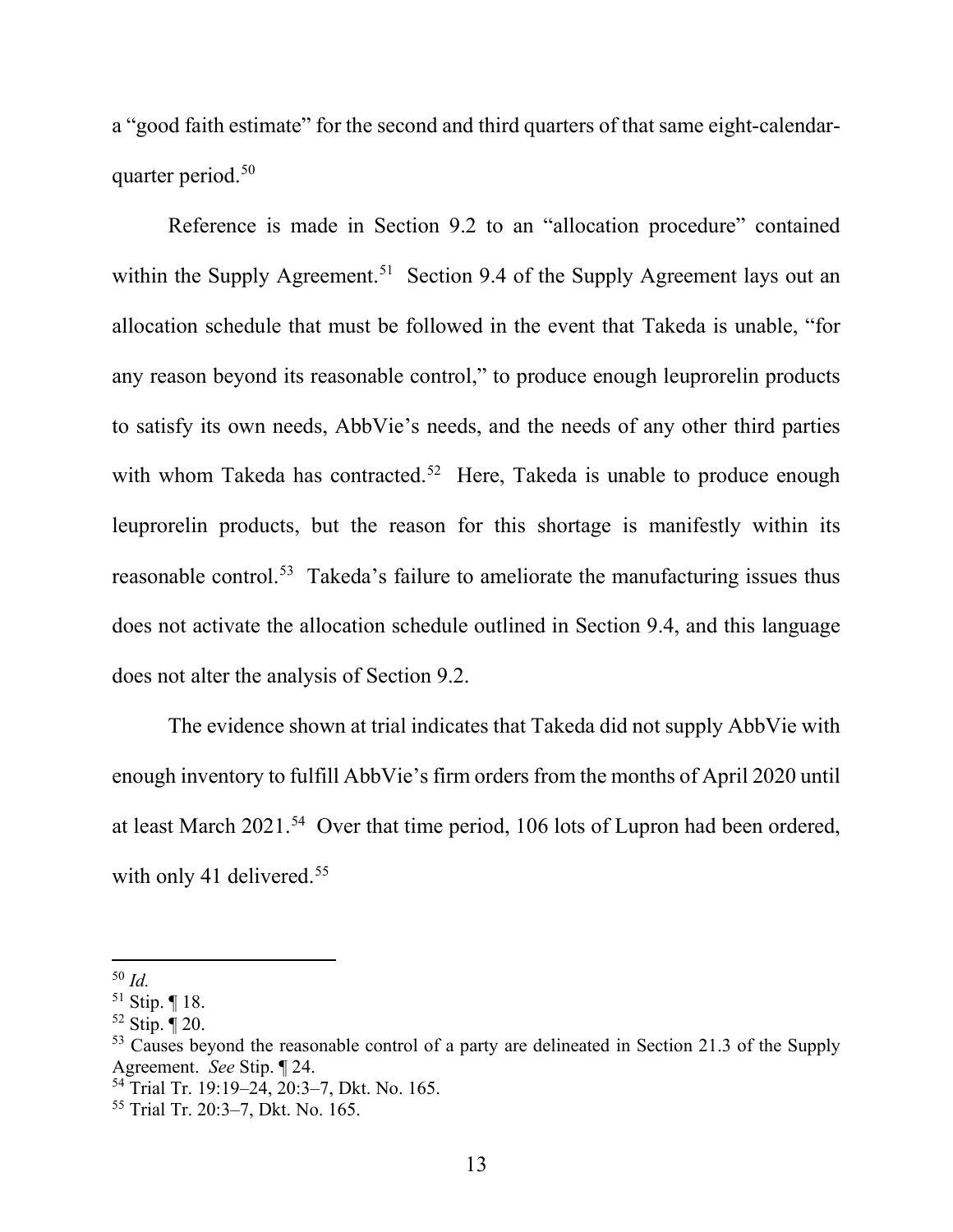a "good faith estimate" for the second and third quarters of that same eight-calendar-quarter period.[50]

Reference is made in Section 9.2 to an "allocation procedure" contained within the Supply Agreement.[51] Section 9.4 of the Supply Agreement lays out an allocation schedule that must be followed in the event that Takeda is unable, "for any reason beyond its reasonable control," to produce enough leuprorelin products to satisfy its own needs, AbbVie's needs, and the needs of any other third parties with whom Takeda has contracted.[52] Here, Takeda is unable to produce enough leuprorelin products, but the reason for this shortage is manifestly within its reasonable control.[53] Takeda's failure to ameliorate the manufacturing issues thus does not activate the allocation schedule outlined in Section 9.4, and this language does not alter the analysis of Section 9.2.

The evidence shown at trial indicates that Takeda did not supply AbbVie with enough inventory to fulfill AbbVie's firm orders from the months of April 2020 until at least March 2021.[54] Over that time period, 106 lots of Lupron had been ordered, with only 41 delivered.[55]

---

[50] *Id.*

[51] Stip. ¶ 18.

[52] Stip. ¶ 20.

[53] Causes beyond the reasonable control of a party are delineated in Section 21.3 of the Supply Agreement. *See* Stip. ¶ 24.

[54] Trial Tr. 19:19–24, 20:3–7, Dkt. No. 165.

[55] Trial Tr. 20:3–7, Dkt. No. 165.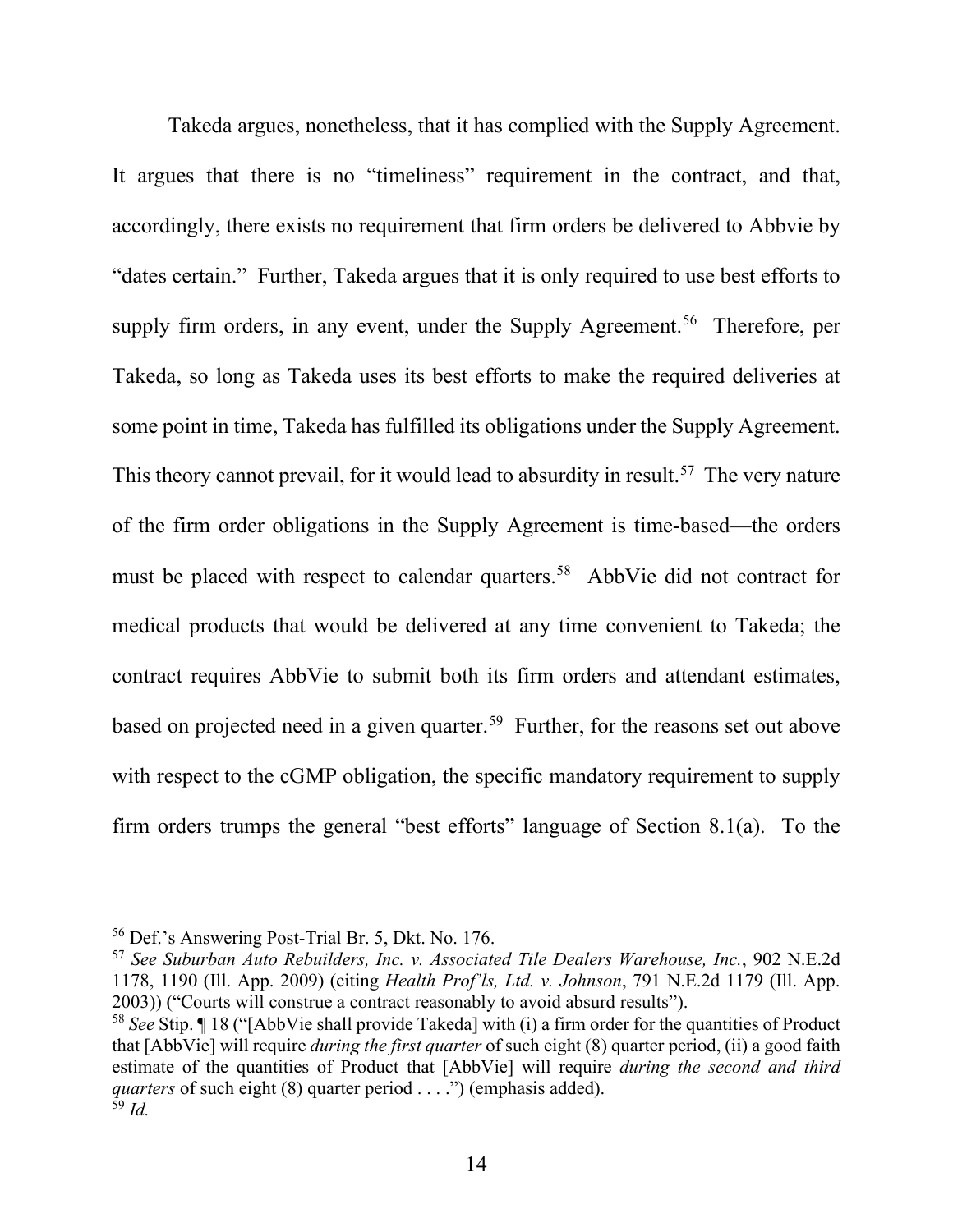Takeda argues, nonetheless, that it has complied with the Supply Agreement. It argues that there is no "timeliness" requirement in the contract, and that, accordingly, there exists no requirement that firm orders be delivered to Abbvie by "dates certain." Further, Takeda argues that it is only required to use best efforts to supply firm orders, in any event, under the Supply Agreement.[56] Therefore, per Takeda, so long as Takeda uses its best efforts to make the required deliveries at some point in time, Takeda has fulfilled its obligations under the Supply Agreement. This theory cannot prevail, for it would lead to absurdity in result.[57] The very nature of the firm order obligations in the Supply Agreement is time-based—the orders must be placed with respect to calendar quarters.[58] AbbVie did not contract for medical products that would be delivered at any time convenient to Takeda; the contract requires AbbVie to submit both its firm orders and attendant estimates, based on projected need in a given quarter.[59] Further, for the reasons set out above with respect to the cGMP obligation, the specific mandatory requirement to supply firm orders trumps the general "best efforts" language of Section 8.1(a). To the

---

[56] Def.'s Answering Post-Trial Br. 5, Dkt. No. 176.

[57] *See Suburban Auto Rebuilders, Inc. v. Associated Tile Dealers Warehouse, Inc.*, 902 N.E.2d 1178, 1190 (Ill. App. 2009) (citing *Health Prof'ls, Ltd. v. Johnson*, 791 N.E.2d 1179 (Ill. App. 2003)) ("Courts will construe a contract reasonably to avoid absurd results").

[58] *See* Stip. ¶ 18 ("[AbbVie shall provide Takeda] with (i) a firm order for the quantities of Product that [AbbVie] will require *during the first quarter* of such eight (8) quarter period, (ii) a good faith estimate of the quantities of Product that [AbbVie] will require *during the second and third quarters* of such eight (8) quarter period . . . .") (emphasis added).

[59] *Id.*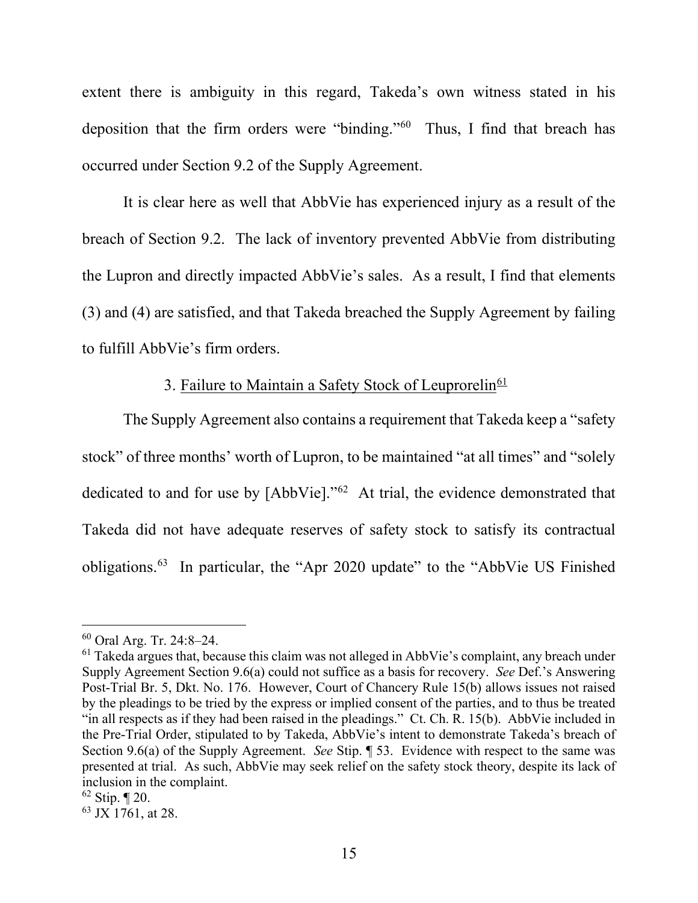extent there is ambiguity in this regard, Takeda's own witness stated in his deposition that the firm orders were "binding."[60] Thus, I find that breach has occurred under Section 9.2 of the Supply Agreement.

It is clear here as well that AbbVie has experienced injury as a result of the breach of Section 9.2. The lack of inventory prevented AbbVie from distributing the Lupron and directly impacted AbbVie's sales. As a result, I find that elements (3) and (4) are satisfied, and that Takeda breached the Supply Agreement by failing to fulfill AbbVie's firm orders.

3. Failure to Maintain a Safety Stock of Leuprorelin[61]

The Supply Agreement also contains a requirement that Takeda keep a "safety stock" of three months' worth of Lupron, to be maintained "at all times" and "solely dedicated to and for use by [AbbVie]."[62] At trial, the evidence demonstrated that Takeda did not have adequate reserves of safety stock to satisfy its contractual obligations.[63] In particular, the "Apr 2020 update" to the "AbbVie US Finished

---

[60] Oral Arg. Tr. 24:8–24.

[61] Takeda argues that, because this claim was not alleged in AbbVie's complaint, any breach under Supply Agreement Section 9.6(a) could not suffice as a basis for recovery. *See* Def.'s Answering Post-Trial Br. 5, Dkt. No. 176. However, Court of Chancery Rule 15(b) allows issues not raised by the pleadings to be tried by the express or implied consent of the parties, and to thus be treated "in all respects as if they had been raised in the pleadings." Ct. Ch. R. 15(b). AbbVie included in the Pre-Trial Order, stipulated to by Takeda, AbbVie's intent to demonstrate Takeda's breach of Section 9.6(a) of the Supply Agreement. *See* Stip. ¶ 53. Evidence with respect to the same was presented at trial. As such, AbbVie may seek relief on the safety stock theory, despite its lack of inclusion in the complaint.

[62] Stip. ¶ 20.

[63] JX 1761, at 28.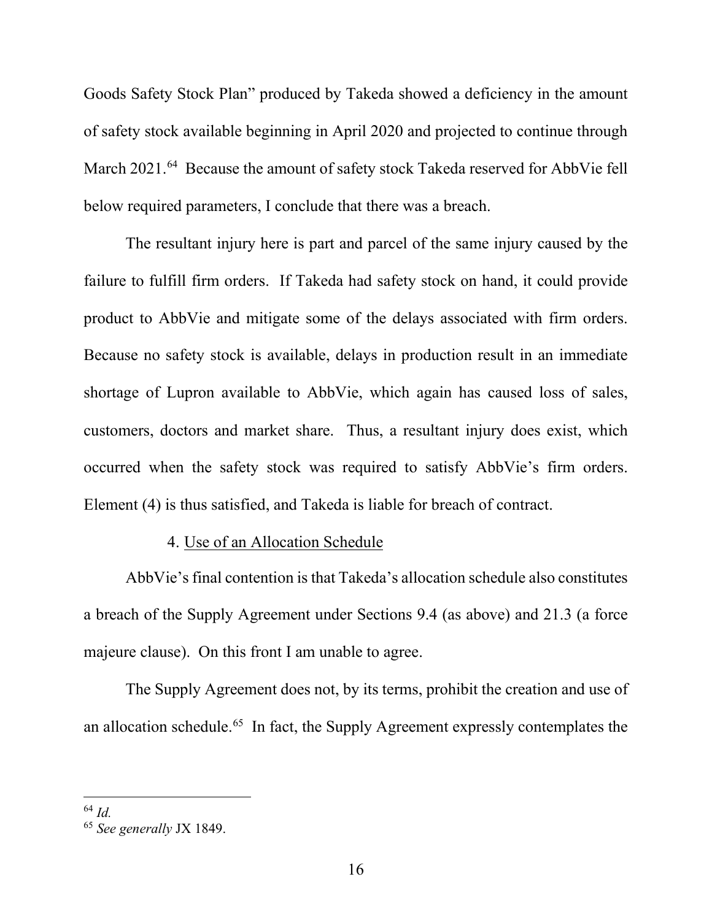Goods Safety Stock Plan" produced by Takeda showed a deficiency in the amount of safety stock available beginning in April 2020 and projected to continue through March 2021.[64] Because the amount of safety stock Takeda reserved for AbbVie fell below required parameters, I conclude that there was a breach.

The resultant injury here is part and parcel of the same injury caused by the failure to fulfill firm orders. If Takeda had safety stock on hand, it could provide product to AbbVie and mitigate some of the delays associated with firm orders. Because no safety stock is available, delays in production result in an immediate shortage of Lupron available to AbbVie, which again has caused loss of sales, customers, doctors and market share. Thus, a resultant injury does exist, which occurred when the safety stock was required to satisfy AbbVie's firm orders. Element (4) is thus satisfied, and Takeda is liable for breach of contract.

4. Use of an Allocation Schedule

AbbVie's final contention is that Takeda's allocation schedule also constitutes a breach of the Supply Agreement under Sections 9.4 (as above) and 21.3 (a force majeure clause). On this front I am unable to agree.

The Supply Agreement does not, by its terms, prohibit the creation and use of an allocation schedule.[65] In fact, the Supply Agreement expressly contemplates the

---

[64] *Id.*

[65] *See generally* JX 1849.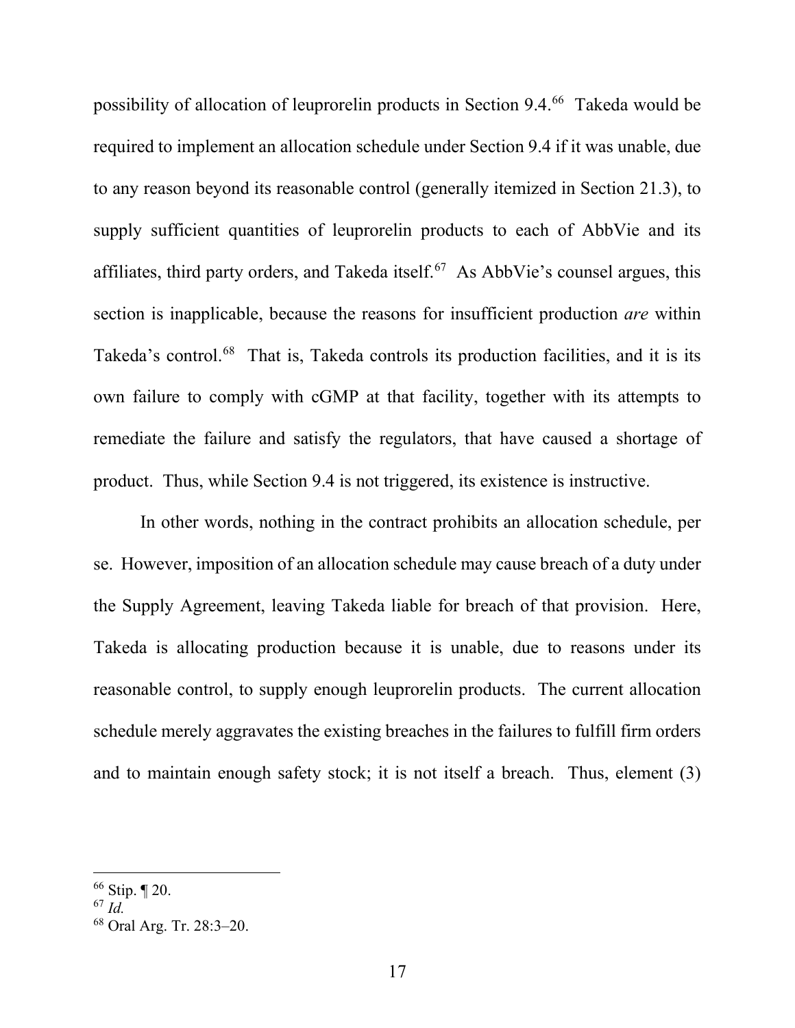possibility of allocation of leuprorelin products in Section 9.4.[66] Takeda would be required to implement an allocation schedule under Section 9.4 if it was unable, due to any reason beyond its reasonable control (generally itemized in Section 21.3), to supply sufficient quantities of leuprorelin products to each of AbbVie and its affiliates, third party orders, and Takeda itself.[67] As AbbVie's counsel argues, this section is inapplicable, because the reasons for insufficient production *are* within Takeda's control.[68] That is, Takeda controls its production facilities, and it is its own failure to comply with cGMP at that facility, together with its attempts to remediate the failure and satisfy the regulators, that have caused a shortage of product. Thus, while Section 9.4 is not triggered, its existence is instructive.

In other words, nothing in the contract prohibits an allocation schedule, per se. However, imposition of an allocation schedule may cause breach of a duty under the Supply Agreement, leaving Takeda liable for breach of that provision. Here, Takeda is allocating production because it is unable, due to reasons under its reasonable control, to supply enough leuprorelin products. The current allocation schedule merely aggravates the existing breaches in the failures to fulfill firm orders and to maintain enough safety stock; it is not itself a breach. Thus, element (3)

---

[66] Stip. ¶ 20.

[67] *Id.*

[68] Oral Arg. Tr. 28:3–20.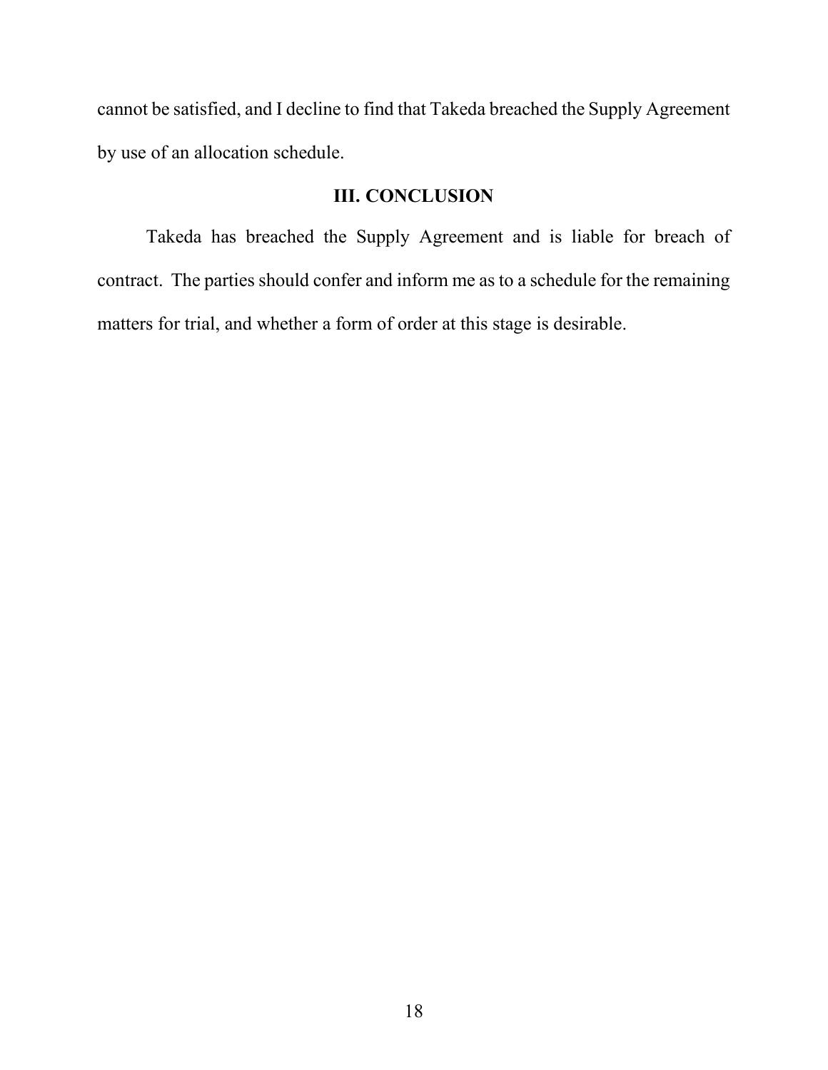cannot be satisfied, and I decline to find that Takeda breached the Supply Agreement by use of an allocation schedule.

## III. CONCLUSION

Takeda has breached the Supply Agreement and is liable for breach of contract. The parties should confer and inform me as to a schedule for the remaining matters for trial, and whether a form of order at this stage is desirable.